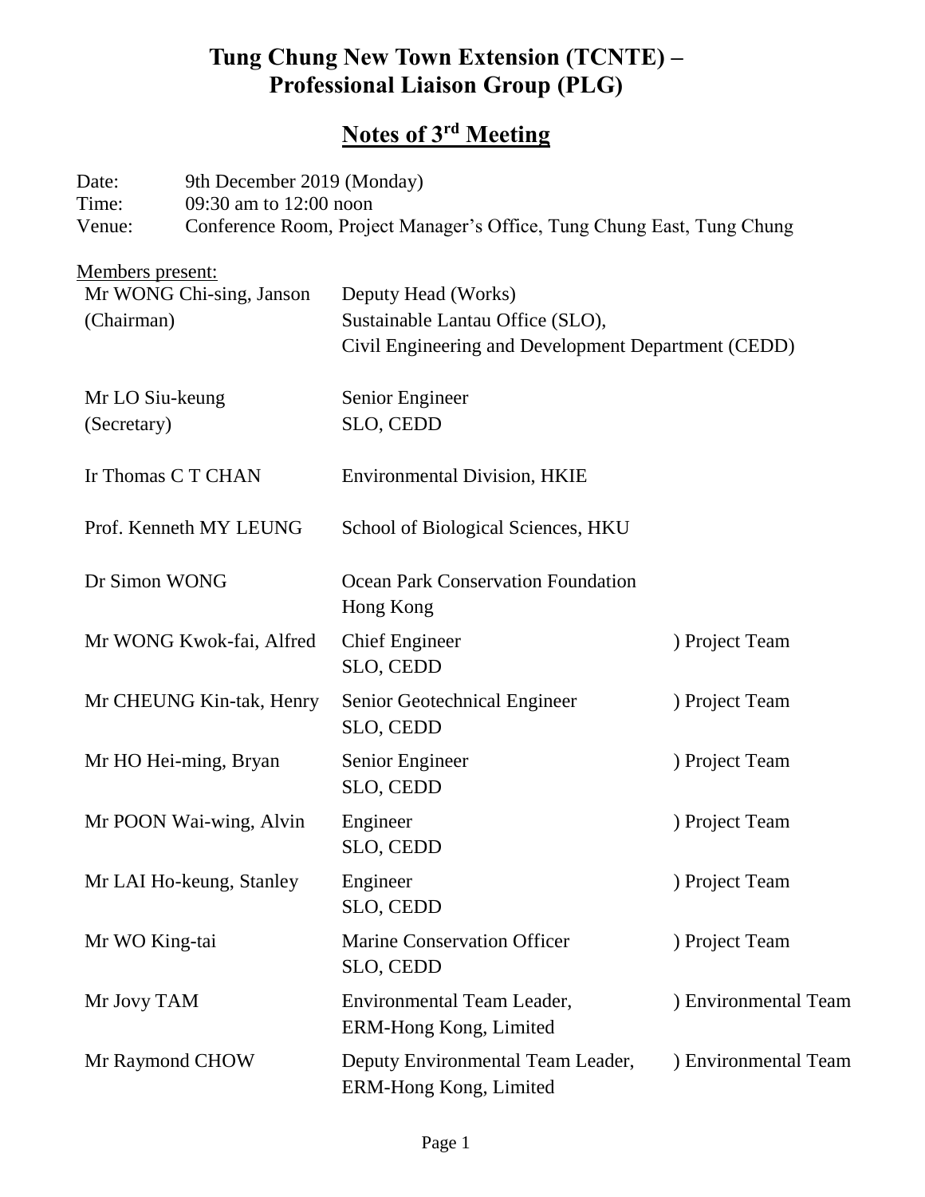# Tung Chung New Town Extension (TCNTE) – Professional Liaison Group (PLG)

## Notes of 3rd Meeting

Date: 9th December 2019 (Monday)
Time: 09:30 am to 12:00 noon
Venue: Conference Room, Project Manager's Office, Tung Chung East, Tung Chung

Members present:

| | | |
|---|---|---|
| Mr WONG Chi-sing, Janson (Chairman) | Deputy Head (Works) Sustainable Lantau Office (SLO), Civil Engineering and Development Department (CEDD) | |
| Mr LO Siu-keung (Secretary) | Senior Engineer SLO, CEDD | |
| Ir Thomas C T CHAN | Environmental Division, HKIE | |
| Prof. Kenneth MY LEUNG | School of Biological Sciences, HKU | |
| Dr Simon WONG | Ocean Park Conservation Foundation Hong Kong | |
| Mr WONG Kwok-fai, Alfred | Chief Engineer SLO, CEDD | ) Project Team |
| Mr CHEUNG Kin-tak, Henry | Senior Geotechnical Engineer SLO, CEDD | ) Project Team |
| Mr HO Hei-ming, Bryan | Senior Engineer SLO, CEDD | ) Project Team |
| Mr POON Wai-wing, Alvin | Engineer SLO, CEDD | ) Project Team |
| Mr LAI Ho-keung, Stanley | Engineer SLO, CEDD | ) Project Team |
| Mr WO King-tai | Marine Conservation Officer SLO, CEDD | ) Project Team |
| Mr Jovy TAM | Environmental Team Leader, ERM-Hong Kong, Limited | ) Environmental Team |
| Mr Raymond CHOW | Deputy Environmental Team Leader, ERM-Hong Kong, Limited | ) Environmental Team |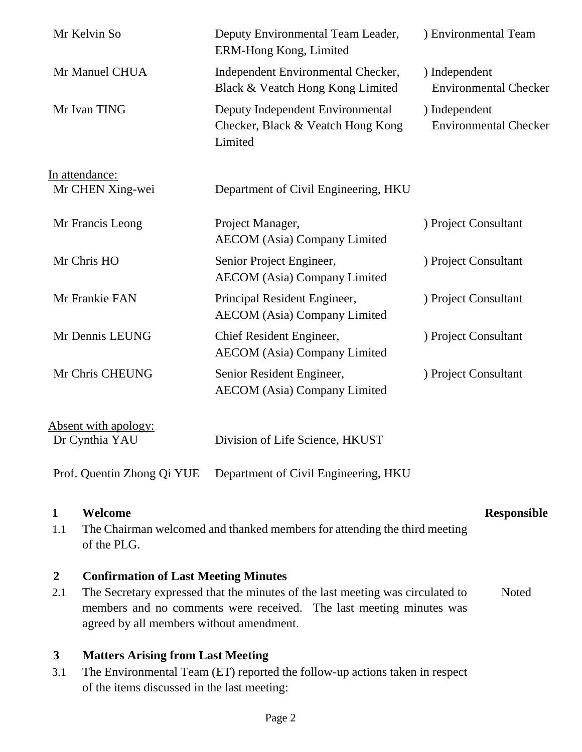| | | |
|---|---|---|
| Mr Kelvin So | Deputy Environmental Team Leader, ERM-Hong Kong, Limited | ) Environmental Team |
| Mr Manuel CHUA | Independent Environmental Checker, Black & Veatch Hong Kong Limited | ) Independent Environmental Checker |
| Mr Ivan TING | Deputy Independent Environmental Checker, Black & Veatch Hong Kong Limited | ) Independent Environmental Checker |

In attendance:

| | | |
|---|---|---|
| Mr CHEN Xing-wei | Department of Civil Engineering, HKU | |
| Mr Francis Leong | Project Manager, AECOM (Asia) Company Limited | ) Project Consultant |
| Mr Chris HO | Senior Project Engineer, AECOM (Asia) Company Limited | ) Project Consultant |
| Mr Frankie FAN | Principal Resident Engineer, AECOM (Asia) Company Limited | ) Project Consultant |
| Mr Dennis LEUNG | Chief Resident Engineer, AECOM (Asia) Company Limited | ) Project Consultant |
| Mr Chris CHEUNG | Senior Resident Engineer, AECOM (Asia) Company Limited | ) Project Consultant |

Absent with apology:

| | |
|---|---|
| Dr Cynthia YAU | Division of Life Science, HKUST |
| Prof. Quentin Zhong Qi YUE | Department of Civil Engineering, HKU |

| | | Responsible |
|---|---|---|
| **1** | **Welcome** | |
| 1.1 | The Chairman welcomed and thanked members for attending the third meeting of the PLG. | |
| **2** | **Confirmation of Last Meeting Minutes** | |
| 2.1 | The Secretary expressed that the minutes of the last meeting was circulated to members and no comments were received. The last meeting minutes was agreed by all members without amendment. | Noted |
| **3** | **Matters Arising from Last Meeting** | |
| 3.1 | The Environmental Team (ET) reported the follow-up actions taken in respect of the items discussed in the last meeting: | |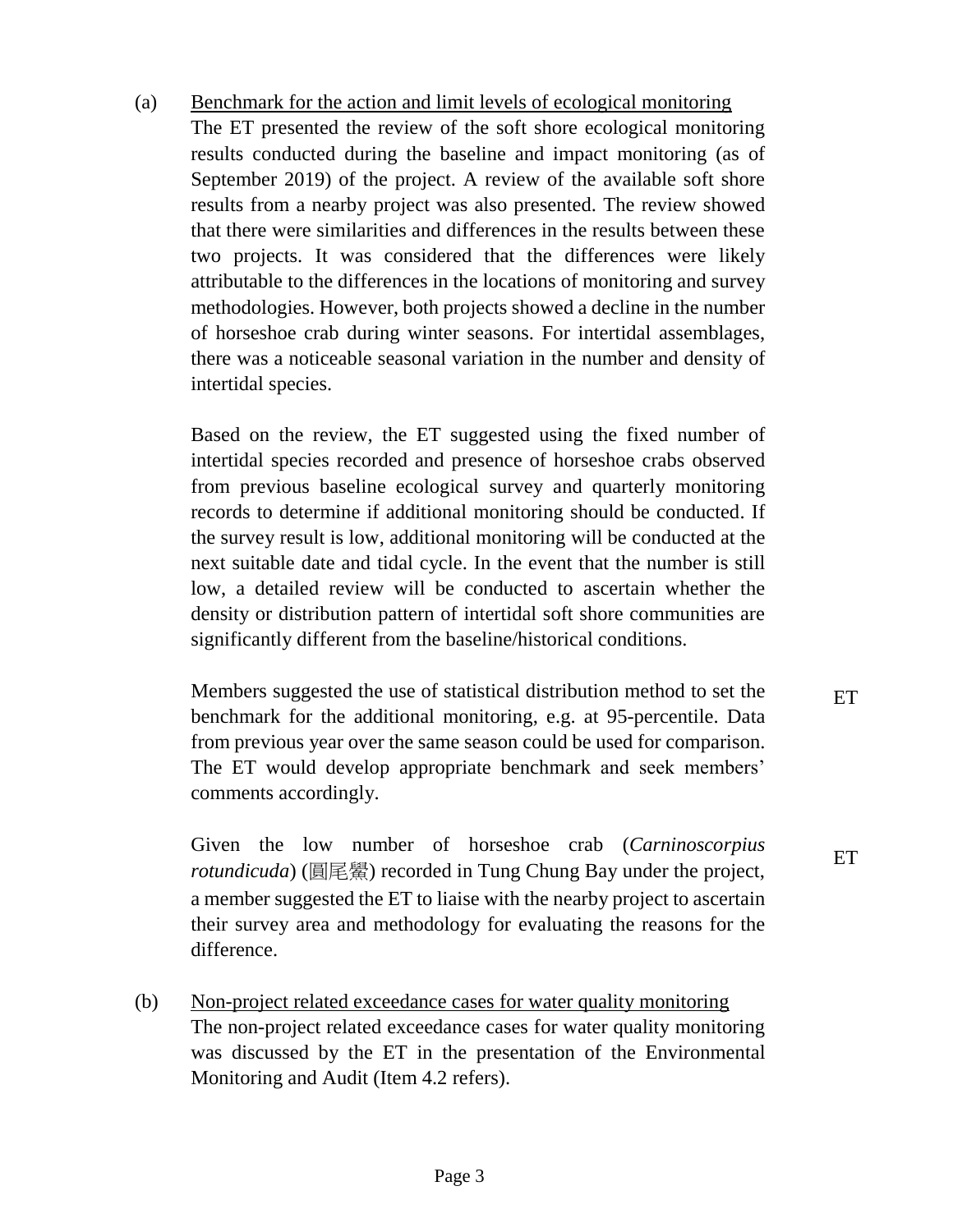(a) Benchmark for the action and limit levels of ecological monitoring

The ET presented the review of the soft shore ecological monitoring results conducted during the baseline and impact monitoring (as of September 2019) of the project. A review of the available soft shore results from a nearby project was also presented. The review showed that there were similarities and differences in the results between these two projects. It was considered that the differences were likely attributable to the differences in the locations of monitoring and survey methodologies. However, both projects showed a decline in the number of horseshoe crab during winter seasons. For intertidal assemblages, there was a noticeable seasonal variation in the number and density of intertidal species.

Based on the review, the ET suggested using the fixed number of intertidal species recorded and presence of horseshoe crabs observed from previous baseline ecological survey and quarterly monitoring records to determine if additional monitoring should be conducted. If the survey result is low, additional monitoring will be conducted at the next suitable date and tidal cycle. In the event that the number is still low, a detailed review will be conducted to ascertain whether the density or distribution pattern of intertidal soft shore communities are significantly different from the baseline/historical conditions.

Members suggested the use of statistical distribution method to set the benchmark for the additional monitoring, e.g. at 95-percentile. Data from previous year over the same season could be used for comparison. The ET would develop appropriate benchmark and seek members' comments accordingly. — ET

Given the low number of horseshoe crab (*Carninoscorpius rotundicuda*) (圓尾鱟) recorded in Tung Chung Bay under the project, a member suggested the ET to liaise with the nearby project to ascertain their survey area and methodology for evaluating the reasons for the difference. — ET

(b) Non-project related exceedance cases for water quality monitoring

The non-project related exceedance cases for water quality monitoring was discussed by the ET in the presentation of the Environmental Monitoring and Audit (Item 4.2 refers).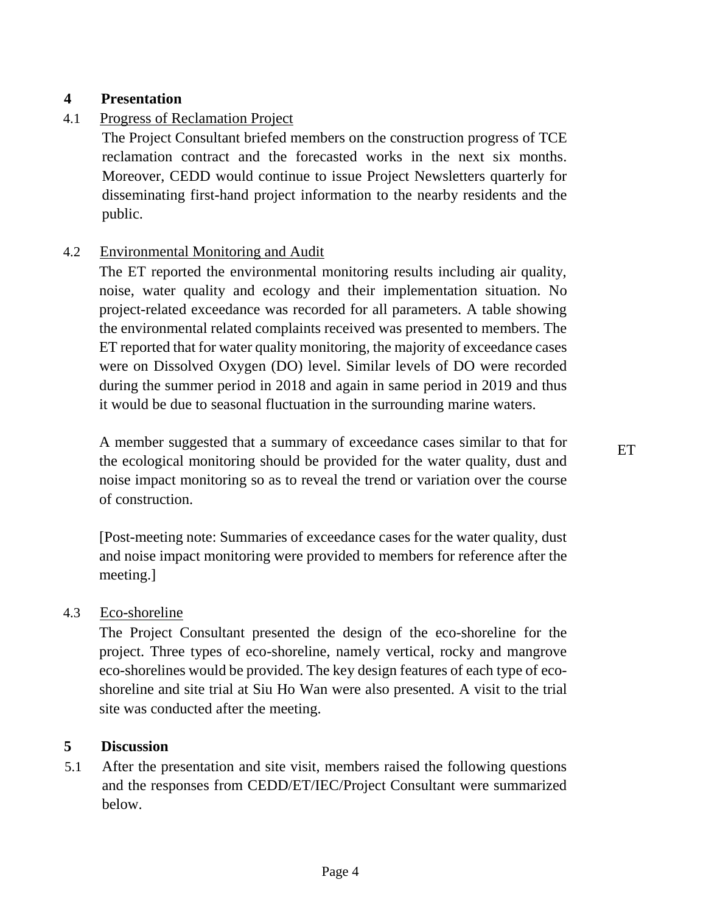## 4 Presentation

4.1 Progress of Reclamation Project

The Project Consultant briefed members on the construction progress of TCE reclamation contract and the forecasted works in the next six months. Moreover, CEDD would continue to issue Project Newsletters quarterly for disseminating first-hand project information to the nearby residents and the public.

4.2 Environmental Monitoring and Audit

The ET reported the environmental monitoring results including air quality, noise, water quality and ecology and their implementation situation. No project-related exceedance was recorded for all parameters. A table showing the environmental related complaints received was presented to members. The ET reported that for water quality monitoring, the majority of exceedance cases were on Dissolved Oxygen (DO) level. Similar levels of DO were recorded during the summer period in 2018 and again in same period in 2019 and thus it would be due to seasonal fluctuation in the surrounding marine waters.

A member suggested that a summary of exceedance cases similar to that for the ecological monitoring should be provided for the water quality, dust and noise impact monitoring so as to reveal the trend or variation over the course of construction. — ET

[Post-meeting note: Summaries of exceedance cases for the water quality, dust and noise impact monitoring were provided to members for reference after the meeting.]

4.3 Eco-shoreline

The Project Consultant presented the design of the eco-shoreline for the project. Three types of eco-shoreline, namely vertical, rocky and mangrove eco-shorelines would be provided. The key design features of each type of eco-shoreline and site trial at Siu Ho Wan were also presented. A visit to the trial site was conducted after the meeting.

## 5 Discussion

5.1 After the presentation and site visit, members raised the following questions and the responses from CEDD/ET/IEC/Project Consultant were summarized below.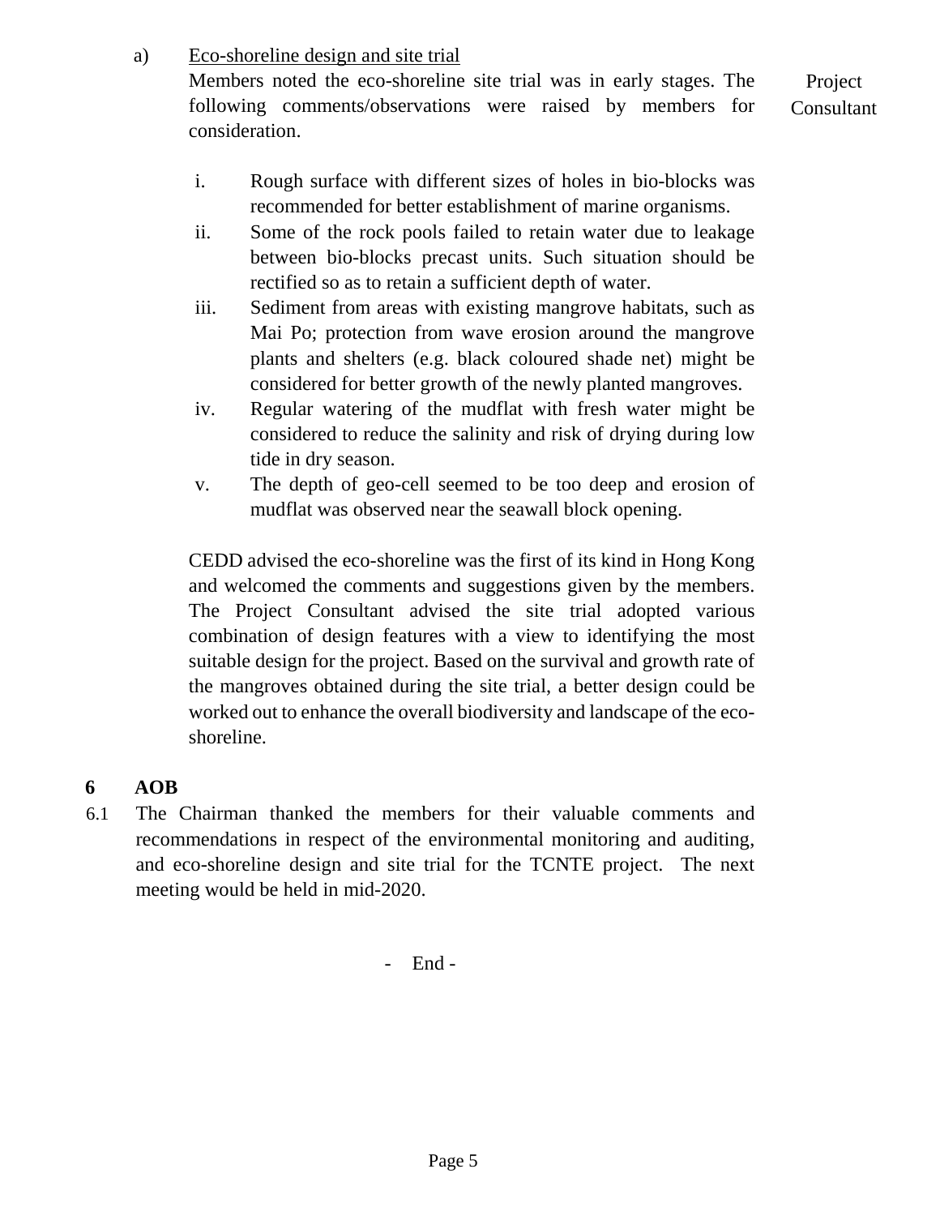a) <u>Eco-shoreline design and site trial</u>

Members noted the eco-shoreline site trial was in early stages. The following comments/observations were raised by members for consideration.

Project Consultant

i. Rough surface with different sizes of holes in bio-blocks was recommended for better establishment of marine organisms.
ii. Some of the rock pools failed to retain water due to leakage between bio-blocks precast units. Such situation should be rectified so as to retain a sufficient depth of water.
iii. Sediment from areas with existing mangrove habitats, such as Mai Po; protection from wave erosion around the mangrove plants and shelters (e.g. black coloured shade net) might be considered for better growth of the newly planted mangroves.
iv. Regular watering of the mudflat with fresh water might be considered to reduce the salinity and risk of drying during low tide in dry season.
v. The depth of geo-cell seemed to be too deep and erosion of mudflat was observed near the seawall block opening.

CEDD advised the eco-shoreline was the first of its kind in Hong Kong and welcomed the comments and suggestions given by the members. The Project Consultant advised the site trial adopted various combination of design features with a view to identifying the most suitable design for the project. Based on the survival and growth rate of the mangroves obtained during the site trial, a better design could be worked out to enhance the overall biodiversity and landscape of the eco-shoreline.

## 6 AOB

6.1 The Chairman thanked the members for their valuable comments and recommendations in respect of the environmental monitoring and auditing, and eco-shoreline design and site trial for the TCNTE project. The next meeting would be held in mid-2020.

- End -